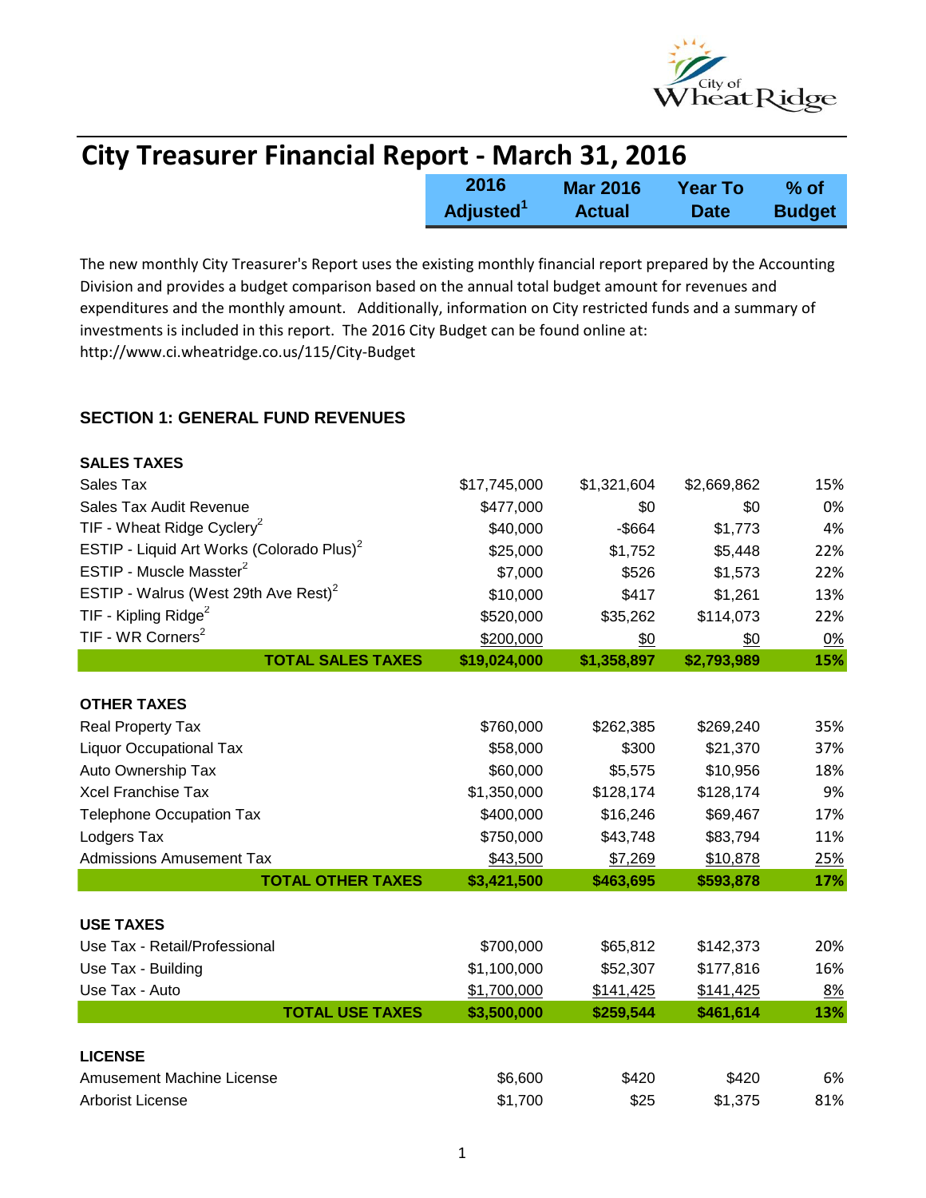# City Treasurer Financial Report - March 31, 2016

The new monthly City Treasurer's Report uses the existing monthly financial report prepared by the Accounting Division and provides a budget comparison based on the annual total budget amount for revenues and expenditures and the monthly amount. Additionally, information on City restricted funds and a summary of investments is included in this report. The 2016 City Budget can be found online at: http://www.ci.wheatridge.co.us/115/City-Budget

## SECTION 1: GENERAL FUND REVENUES

| | 2016 Adjusted[1] | Mar 2016 Actual | Year To Date | % of Budget |
|---|---|---|---|---|
| **SALES TAXES** | | | | |
| Sales Tax | $17,745,000 | $1,321,604 | $2,669,862 | 15% |
| Sales Tax Audit Revenue | $477,000 | $0 | $0 | 0% |
| TIF - Wheat Ridge Cyclery[2] | $40,000 | -$664 | $1,773 | 4% |
| ESTIP - Liquid Art Works (Colorado Plus)[2] | $25,000 | $1,752 | $5,448 | 22% |
| ESTIP - Muscle Masster[2] | $7,000 | $526 | $1,573 | 22% |
| ESTIP - Walrus (West 29th Ave Rest)[2] | $10,000 | $417 | $1,261 | 13% |
| TIF - Kipling Ridge[2] | $520,000 | $35,262 | $114,073 | 22% |
| TIF - WR Corners[2] | $200,000 | $0 | $0 | 0% |
| **TOTAL SALES TAXES** | **$19,024,000** | **$1,358,897** | **$2,793,989** | **15%** |
| **OTHER TAXES** | | | | |
| Real Property Tax | $760,000 | $262,385 | $269,240 | 35% |
| Liquor Occupational Tax | $58,000 | $300 | $21,370 | 37% |
| Auto Ownership Tax | $60,000 | $5,575 | $10,956 | 18% |
| Xcel Franchise Tax | $1,350,000 | $128,174 | $128,174 | 9% |
| Telephone Occupation Tax | $400,000 | $16,246 | $69,467 | 17% |
| Lodgers Tax | $750,000 | $43,748 | $83,794 | 11% |
| Admissions Amusement Tax | $43,500 | $7,269 | $10,878 | 25% |
| **TOTAL OTHER TAXES** | **$3,421,500** | **$463,695** | **$593,878** | **17%** |
| **USE TAXES** | | | | |
| Use Tax - Retail/Professional | $700,000 | $65,812 | $142,373 | 20% |
| Use Tax - Building | $1,100,000 | $52,307 | $177,816 | 16% |
| Use Tax - Auto | $1,700,000 | $141,425 | $141,425 | 8% |
| **TOTAL USE TAXES** | **$3,500,000** | **$259,544** | **$461,614** | **13%** |
| **LICENSE** | | | | |
| Amusement Machine License | $6,600 | $420 | $420 | 6% |
| Arborist License | $1,700 | $25 | $1,375 | 81% |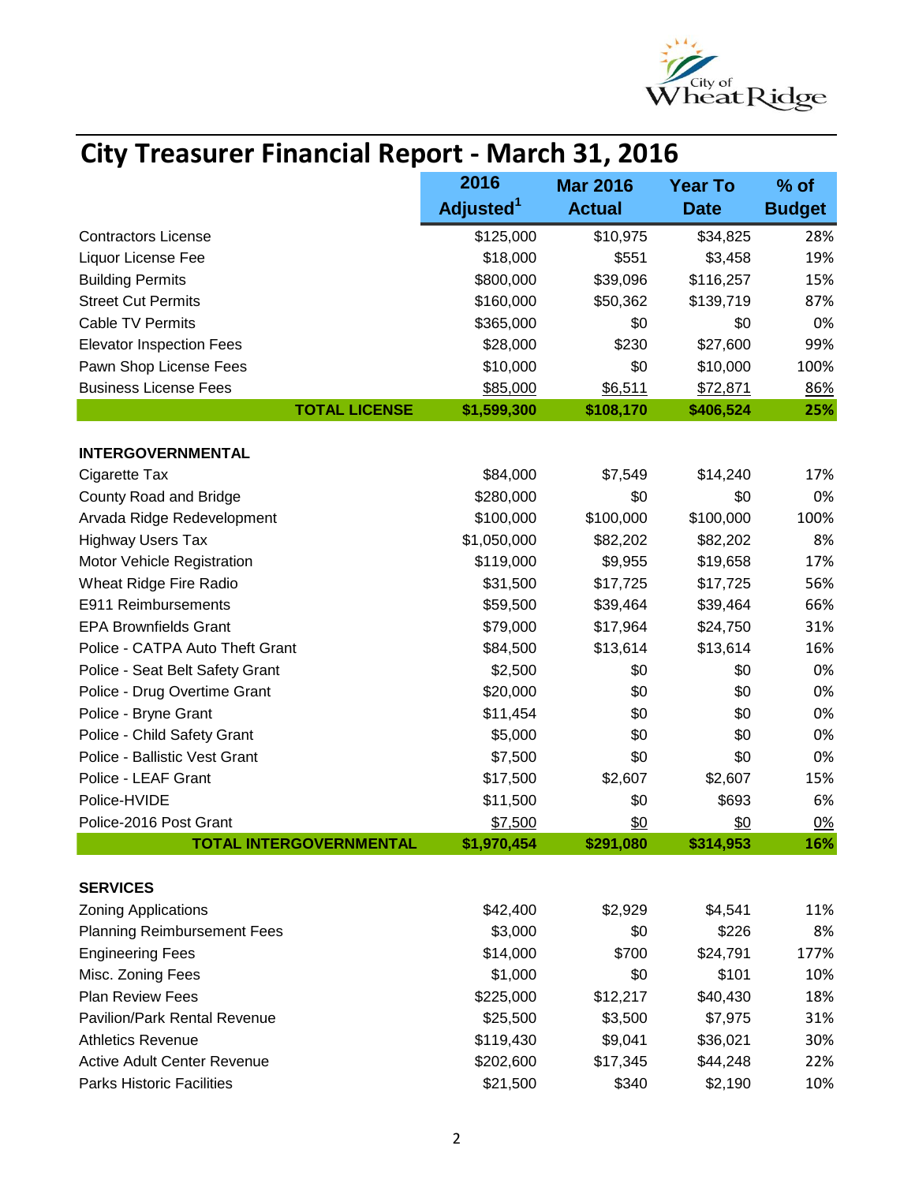# City Treasurer Financial Report - March 31, 2016

| | 2016 Adjusted[1] | Mar 2016 Actual | Year To Date | % of Budget |
|---|---|---|---|---|
| Contractors License | $125,000 | $10,975 | $34,825 | 28% |
| Liquor License Fee | $18,000 | $551 | $3,458 | 19% |
| Building Permits | $800,000 | $39,096 | $116,257 | 15% |
| Street Cut Permits | $160,000 | $50,362 | $139,719 | 87% |
| Cable TV Permits | $365,000 | $0 | $0 | 0% |
| Elevator Inspection Fees | $28,000 | $230 | $27,600 | 99% |
| Pawn Shop License Fees | $10,000 | $0 | $10,000 | 100% |
| Business License Fees | $85,000 | $6,511 | $72,871 | 86% |
| **TOTAL LICENSE** | **$1,599,300** | **$108,170** | **$406,524** | **25%** |
| | | | | |
| **INTERGOVERNMENTAL** | | | | |
| Cigarette Tax | $84,000 | $7,549 | $14,240 | 17% |
| County Road and Bridge | $280,000 | $0 | $0 | 0% |
| Arvada Ridge Redevelopment | $100,000 | $100,000 | $100,000 | 100% |
| Highway Users Tax | $1,050,000 | $82,202 | $82,202 | 8% |
| Motor Vehicle Registration | $119,000 | $9,955 | $19,658 | 17% |
| Wheat Ridge Fire Radio | $31,500 | $17,725 | $17,725 | 56% |
| E911 Reimbursements | $59,500 | $39,464 | $39,464 | 66% |
| EPA Brownfields Grant | $79,000 | $17,964 | $24,750 | 31% |
| Police - CATPA Auto Theft Grant | $84,500 | $13,614 | $13,614 | 16% |
| Police - Seat Belt Safety Grant | $2,500 | $0 | $0 | 0% |
| Police - Drug Overtime Grant | $20,000 | $0 | $0 | 0% |
| Police - Bryne Grant | $11,454 | $0 | $0 | 0% |
| Police - Child Safety Grant | $5,000 | $0 | $0 | 0% |
| Police - Ballistic Vest Grant | $7,500 | $0 | $0 | 0% |
| Police - LEAF Grant | $17,500 | $2,607 | $2,607 | 15% |
| Police-HVIDE | $11,500 | $0 | $693 | 6% |
| Police-2016 Post Grant | $7,500 | $0 | $0 | 0% |
| **TOTAL INTERGOVERNMENTAL** | **$1,970,454** | **$291,080** | **$314,953** | **16%** |
| | | | | |
| **SERVICES** | | | | |
| Zoning Applications | $42,400 | $2,929 | $4,541 | 11% |
| Planning Reimbursement Fees | $3,000 | $0 | $226 | 8% |
| Engineering Fees | $14,000 | $700 | $24,791 | 177% |
| Misc. Zoning Fees | $1,000 | $0 | $101 | 10% |
| Plan Review Fees | $225,000 | $12,217 | $40,430 | 18% |
| Pavilion/Park Rental Revenue | $25,500 | $3,500 | $7,975 | 31% |
| Athletics Revenue | $119,430 | $9,041 | $36,021 | 30% |
| Active Adult Center Revenue | $202,600 | $17,345 | $44,248 | 22% |
| Parks Historic Facilities | $21,500 | $340 | $2,190 | 10% |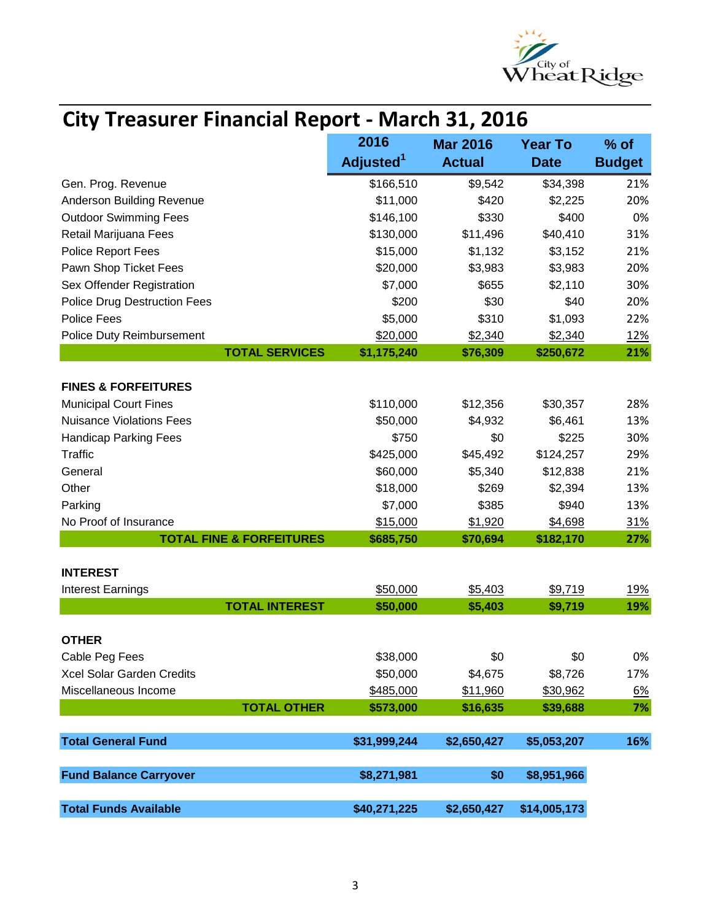# City Treasurer Financial Report - March 31, 2016

| | 2016 Adjusted[1] | Mar 2016 Actual | Year To Date | % of Budget |
|---|---|---|---|---|
| Gen. Prog. Revenue | $166,510 | $9,542 | $34,398 | 21% |
| Anderson Building Revenue | $11,000 | $420 | $2,225 | 20% |
| Outdoor Swimming Fees | $146,100 | $330 | $400 | 0% |
| Retail Marijuana Fees | $130,000 | $11,496 | $40,410 | 31% |
| Police Report Fees | $15,000 | $1,132 | $3,152 | 21% |
| Pawn Shop Ticket Fees | $20,000 | $3,983 | $3,983 | 20% |
| Sex Offender Registration | $7,000 | $655 | $2,110 | 30% |
| Police Drug Destruction Fees | $200 | $30 | $40 | 20% |
| Police Fees | $5,000 | $310 | $1,093 | 22% |
| Police Duty Reimbursement | $20,000 | $2,340 | $2,340 | 12% |
| **TOTAL SERVICES** | **$1,175,240** | **$76,309** | **$250,672** | **21%** |
| | | | | |
| **FINES & FORFEITURES** | | | | |
| Municipal Court Fines | $110,000 | $12,356 | $30,357 | 28% |
| Nuisance Violations Fees | $50,000 | $4,932 | $6,461 | 13% |
| Handicap Parking Fees | $750 | $0 | $225 | 30% |
| Traffic | $425,000 | $45,492 | $124,257 | 29% |
| General | $60,000 | $5,340 | $12,838 | 21% |
| Other | $18,000 | $269 | $2,394 | 13% |
| Parking | $7,000 | $385 | $940 | 13% |
| No Proof of Insurance | $15,000 | $1,920 | $4,698 | 31% |
| **TOTAL FINE & FORFEITURES** | **$685,750** | **$70,694** | **$182,170** | **27%** |
| | | | | |
| **INTEREST** | | | | |
| Interest Earnings | $50,000 | $5,403 | $9,719 | 19% |
| **TOTAL INTEREST** | **$50,000** | **$5,403** | **$9,719** | **19%** |
| | | | | |
| **OTHER** | | | | |
| Cable Peg Fees | $38,000 | $0 | $0 | 0% |
| Xcel Solar Garden Credits | $50,000 | $4,675 | $8,726 | 17% |
| Miscellaneous Income | $485,000 | $11,960 | $30,962 | 6% |
| **TOTAL OTHER** | **$573,000** | **$16,635** | **$39,688** | **7%** |
| | | | | |
| **Total General Fund** | **$31,999,244** | **$2,650,427** | **$5,053,207** | **16%** |
| | | | | |
| **Fund Balance Carryover** | **$8,271,981** | **$0** | **$8,951,966** | |
| | | | | |
| **Total Funds Available** | **$40,271,225** | **$2,650,427** | **$14,005,173** | |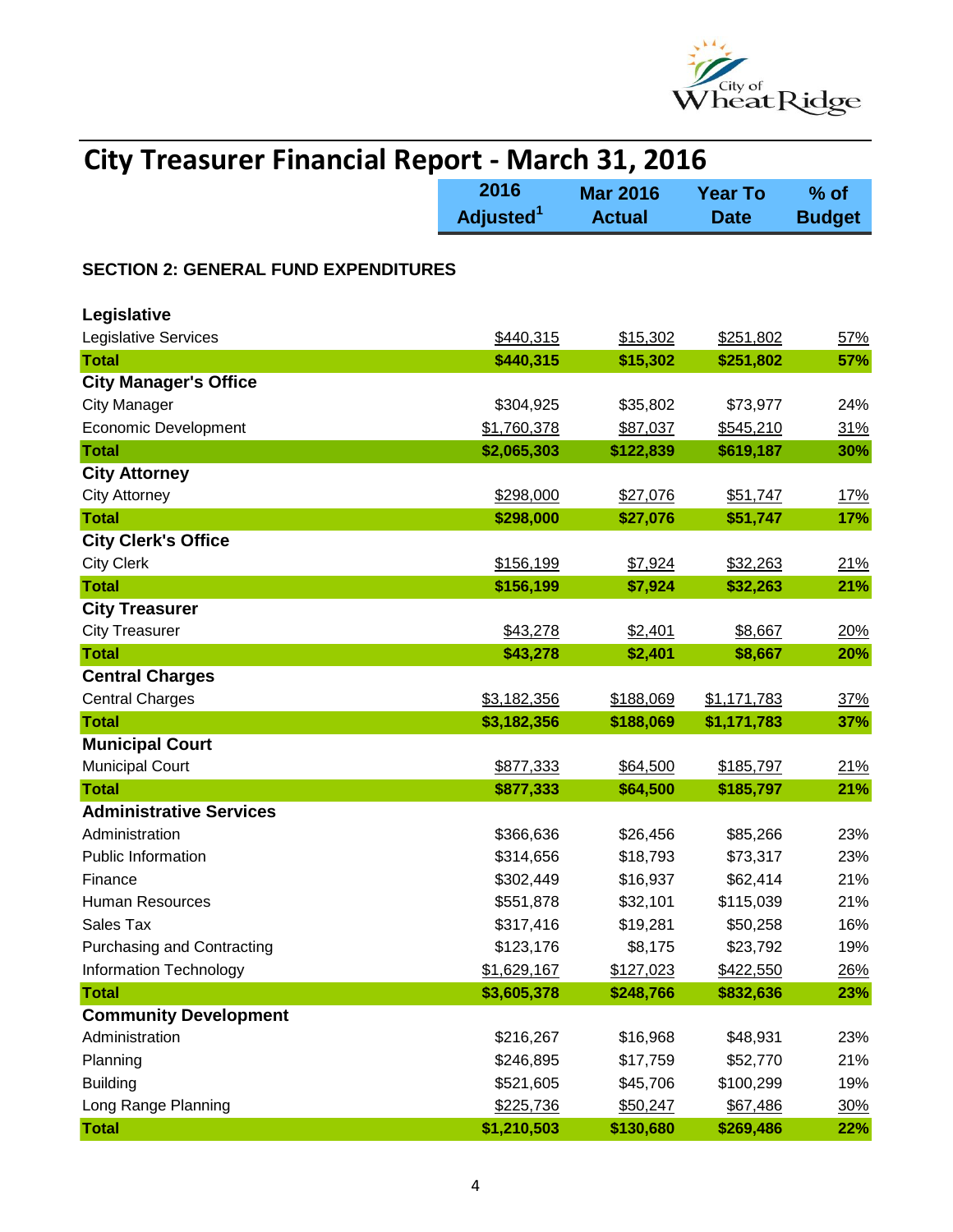# City Treasurer Financial Report - March 31, 2016

## SECTION 2: GENERAL FUND EXPENDITURES

| | 2016 Adjusted[1] | Mar 2016 Actual | Year To Date | % of Budget |
|---|---|---|---|---|
| **Legislative** | | | | |
| Legislative Services | $440,315 | $15,302 | $251,802 | 57% |
| **Total** | **$440,315** | **$15,302** | **$251,802** | **57%** |
| **City Manager's Office** | | | | |
| City Manager | $304,925 | $35,802 | $73,977 | 24% |
| Economic Development | $1,760,378 | $87,037 | $545,210 | 31% |
| **Total** | **$2,065,303** | **$122,839** | **$619,187** | **30%** |
| **City Attorney** | | | | |
| City Attorney | $298,000 | $27,076 | $51,747 | 17% |
| **Total** | **$298,000** | **$27,076** | **$51,747** | **17%** |
| **City Clerk's Office** | | | | |
| City Clerk | $156,199 | $7,924 | $32,263 | 21% |
| **Total** | **$156,199** | **$7,924** | **$32,263** | **21%** |
| **City Treasurer** | | | | |
| City Treasurer | $43,278 | $2,401 | $8,667 | 20% |
| **Total** | **$43,278** | **$2,401** | **$8,667** | **20%** |
| **Central Charges** | | | | |
| Central Charges | $3,182,356 | $188,069 | $1,171,783 | 37% |
| **Total** | **$3,182,356** | **$188,069** | **$1,171,783** | **37%** |
| **Municipal Court** | | | | |
| Municipal Court | $877,333 | $64,500 | $185,797 | 21% |
| **Total** | **$877,333** | **$64,500** | **$185,797** | **21%** |
| **Administrative Services** | | | | |
| Administration | $366,636 | $26,456 | $85,266 | 23% |
| Public Information | $314,656 | $18,793 | $73,317 | 23% |
| Finance | $302,449 | $16,937 | $62,414 | 21% |
| Human Resources | $551,878 | $32,101 | $115,039 | 21% |
| Sales Tax | $317,416 | $19,281 | $50,258 | 16% |
| Purchasing and Contracting | $123,176 | $8,175 | $23,792 | 19% |
| Information Technology | $1,629,167 | $127,023 | $422,550 | 26% |
| **Total** | **$3,605,378** | **$248,766** | **$832,636** | **23%** |
| **Community Development** | | | | |
| Administration | $216,267 | $16,968 | $48,931 | 23% |
| Planning | $246,895 | $17,759 | $52,770 | 21% |
| Building | $521,605 | $45,706 | $100,299 | 19% |
| Long Range Planning | $225,736 | $50,247 | $67,486 | 30% |
| **Total** | **$1,210,503** | **$130,680** | **$269,486** | **22%** |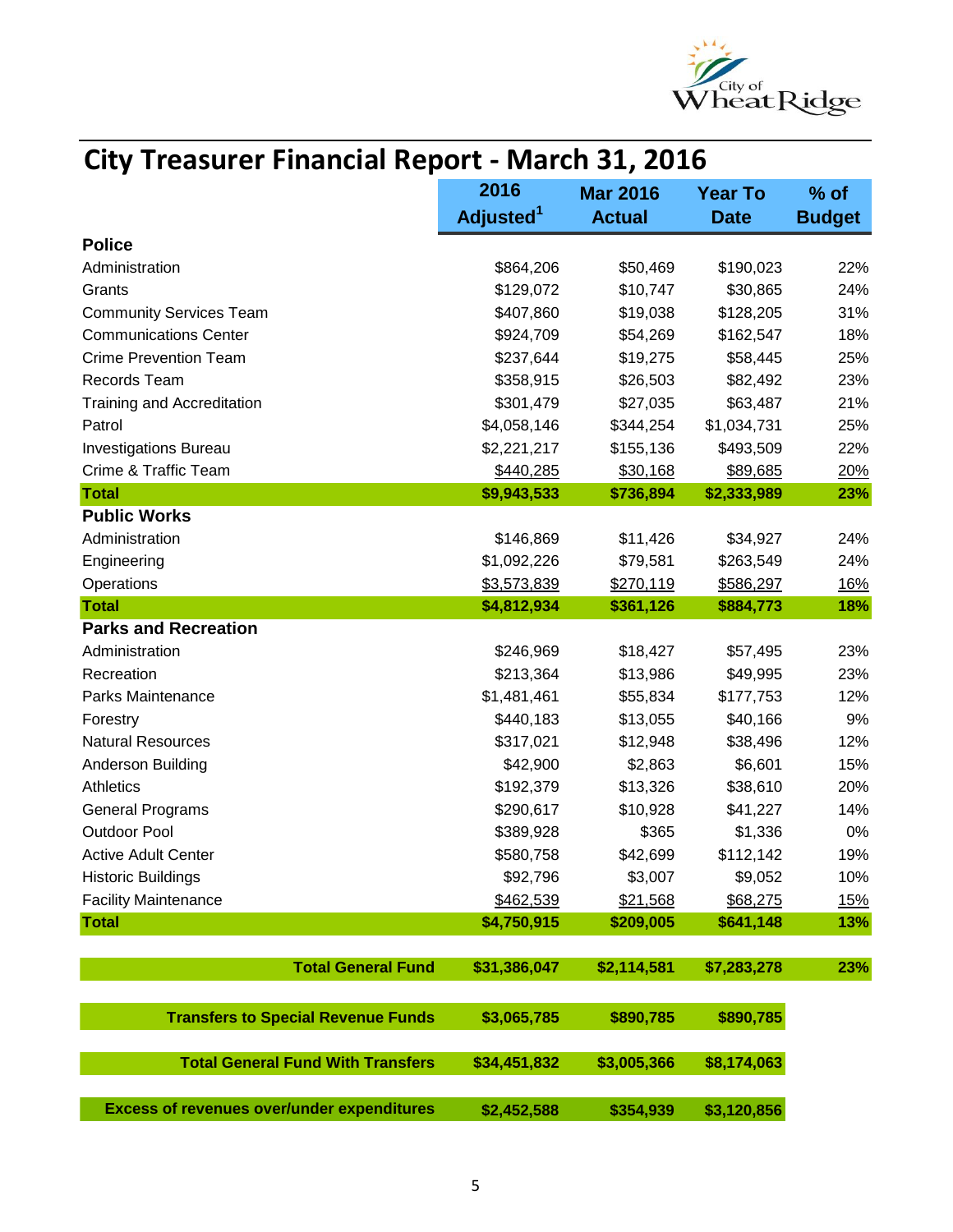# City Treasurer Financial Report - March 31, 2016

| | 2016 Adjusted[1] | Mar 2016 Actual | Year To Date | % of Budget |
|---|---|---|---|---|
| **Police** | | | | |
| Administration | $864,206 | $50,469 | $190,023 | 22% |
| Grants | $129,072 | $10,747 | $30,865 | 24% |
| Community Services Team | $407,860 | $19,038 | $128,205 | 31% |
| Communications Center | $924,709 | $54,269 | $162,547 | 18% |
| Crime Prevention Team | $237,644 | $19,275 | $58,445 | 25% |
| Records Team | $358,915 | $26,503 | $82,492 | 23% |
| Training and Accreditation | $301,479 | $27,035 | $63,487 | 21% |
| Patrol | $4,058,146 | $344,254 | $1,034,731 | 25% |
| Investigations Bureau | $2,221,217 | $155,136 | $493,509 | 22% |
| Crime & Traffic Team | $440,285 | $30,168 | $89,685 | 20% |
| **Total** | **$9,943,533** | **$736,894** | **$2,333,989** | **23%** |
| **Public Works** | | | | |
| Administration | $146,869 | $11,426 | $34,927 | 24% |
| Engineering | $1,092,226 | $79,581 | $263,549 | 24% |
| Operations | $3,573,839 | $270,119 | $586,297 | 16% |
| **Total** | **$4,812,934** | **$361,126** | **$884,773** | **18%** |
| **Parks and Recreation** | | | | |
| Administration | $246,969 | $18,427 | $57,495 | 23% |
| Recreation | $213,364 | $13,986 | $49,995 | 23% |
| Parks Maintenance | $1,481,461 | $55,834 | $177,753 | 12% |
| Forestry | $440,183 | $13,055 | $40,166 | 9% |
| Natural Resources | $317,021 | $12,948 | $38,496 | 12% |
| Anderson Building | $42,900 | $2,863 | $6,601 | 15% |
| Athletics | $192,379 | $13,326 | $38,610 | 20% |
| General Programs | $290,617 | $10,928 | $41,227 | 14% |
| Outdoor Pool | $389,928 | $365 | $1,336 | 0% |
| Active Adult Center | $580,758 | $42,699 | $112,142 | 19% |
| Historic Buildings | $92,796 | $3,007 | $9,052 | 10% |
| Facility Maintenance | $462,539 | $21,568 | $68,275 | 15% |
| **Total** | **$4,750,915** | **$209,005** | **$641,148** | **13%** |
| **Total General Fund** | **$31,386,047** | **$2,114,581** | **$7,283,278** | **23%** |
| **Transfers to Special Revenue Funds** | **$3,065,785** | **$890,785** | **$890,785** | |
| **Total General Fund With Transfers** | **$34,451,832** | **$3,005,366** | **$8,174,063** | |
| **Excess of revenues over/under expenditures** | **$2,452,588** | **$354,939** | **$3,120,856** | |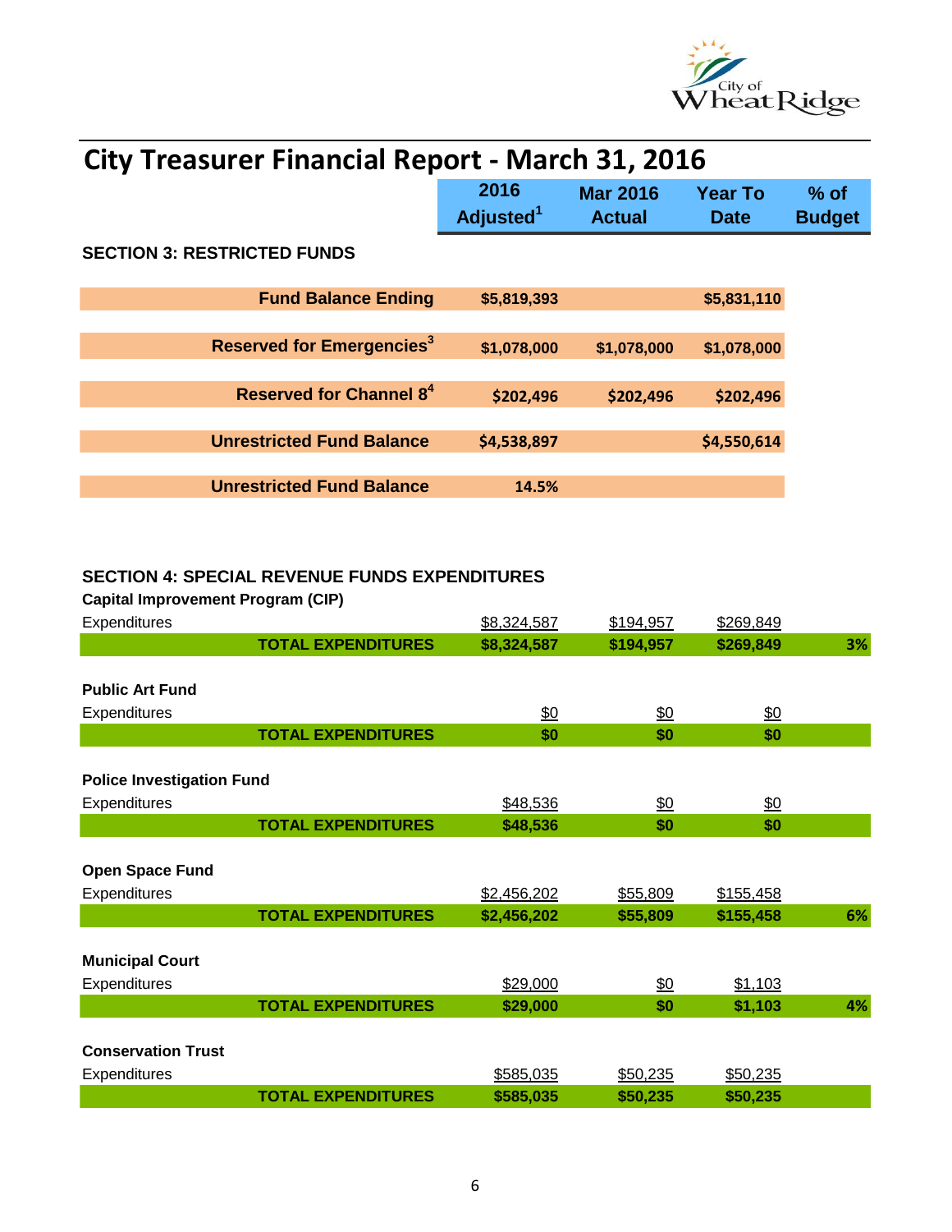# City Treasurer Financial Report - March 31, 2016

| | 2016 Adjusted[1] | Mar 2016 Actual | Year To Date | % of Budget |
|---|---|---|---|---|
| **SECTION 3: RESTRICTED FUNDS** | | | | |
| **Fund Balance Ending** | $5,819,393 | | $5,831,110 | |
| **Reserved for Emergencies[3]** | $1,078,000 | $1,078,000 | $1,078,000 | |
| **Reserved for Channel 8[4]** | $202,496 | $202,496 | $202,496 | |
| **Unrestricted Fund Balance** | $4,538,897 | | $4,550,614 | |
| **Unrestricted Fund Balance** | 14.5% | | | |

## SECTION 4: SPECIAL REVENUE FUNDS EXPENDITURES

| | 2016 Adjusted[1] | Mar 2016 Actual | Year To Date | % of Budget |
|---|---|---|---|---|
| **Capital Improvement Program (CIP)** | | | | |
| Expenditures | $8,324,587 | $194,957 | $269,849 | |
| **TOTAL EXPENDITURES** | **$8,324,587** | **$194,957** | **$269,849** | **3%** |
| **Public Art Fund** | | | | |
| Expenditures | $0 | $0 | $0 | |
| **TOTAL EXPENDITURES** | **$0** | **$0** | **$0** | |
| **Police Investigation Fund** | | | | |
| Expenditures | $48,536 | $0 | $0 | |
| **TOTAL EXPENDITURES** | **$48,536** | **$0** | **$0** | |
| **Open Space Fund** | | | | |
| Expenditures | $2,456,202 | $55,809 | $155,458 | |
| **TOTAL EXPENDITURES** | **$2,456,202** | **$55,809** | **$155,458** | **6%** |
| **Municipal Court** | | | | |
| Expenditures | $29,000 | $0 | $1,103 | |
| **TOTAL EXPENDITURES** | **$29,000** | **$0** | **$1,103** | **4%** |
| **Conservation Trust** | | | | |
| Expenditures | $585,035 | $50,235 | $50,235 | |
| **TOTAL EXPENDITURES** | **$585,035** | **$50,235** | **$50,235** | |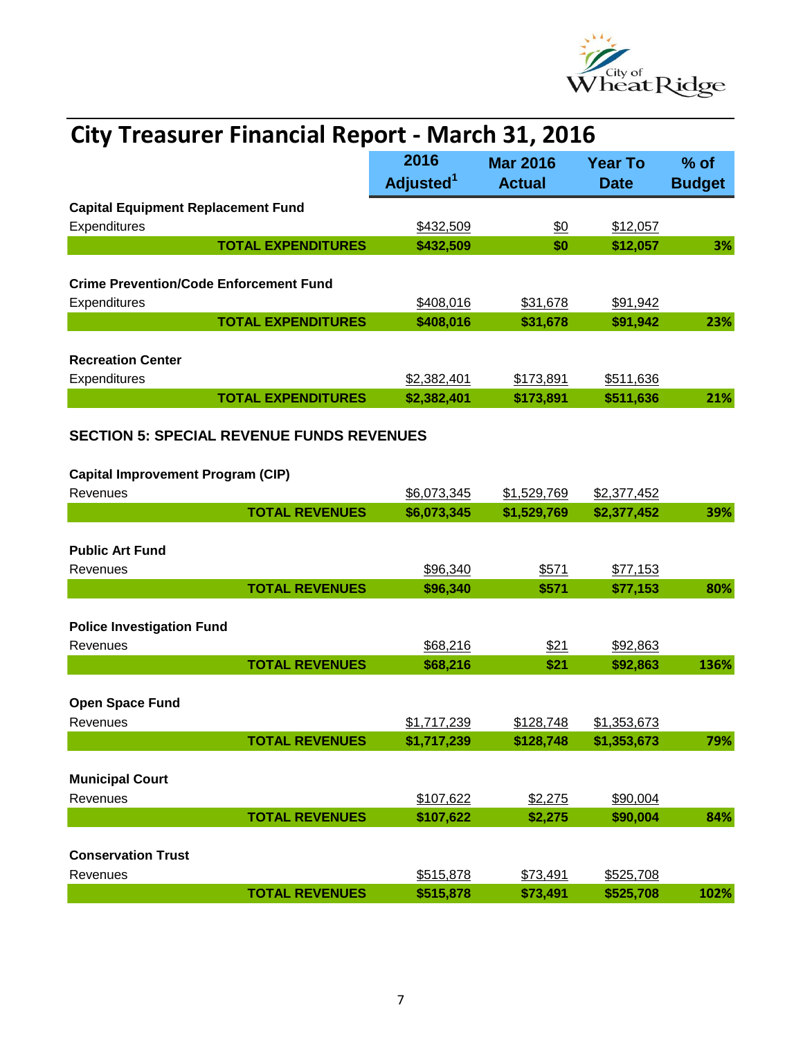# City Treasurer Financial Report - March 31, 2016

| | 2016 Adjusted[1] | Mar 2016 Actual | Year To Date | % of Budget |
|---|---|---|---|---|
| **Capital Equipment Replacement Fund** | | | | |
| Expenditures | $432,509 | $0 | $12,057 | |
| **TOTAL EXPENDITURES** | **$432,509** | **$0** | **$12,057** | **3%** |
| | | | | |
| **Crime Prevention/Code Enforcement Fund** | | | | |
| Expenditures | $408,016 | $31,678 | $91,942 | |
| **TOTAL EXPENDITURES** | **$408,016** | **$31,678** | **$91,942** | **23%** |
| | | | | |
| **Recreation Center** | | | | |
| Expenditures | $2,382,401 | $173,891 | $511,636 | |
| **TOTAL EXPENDITURES** | **$2,382,401** | **$173,891** | **$511,636** | **21%** |

## SECTION 5: SPECIAL REVENUE FUNDS REVENUES

| | 2016 Adjusted[1] | Mar 2016 Actual | Year To Date | % of Budget |
|---|---|---|---|---|
| **Capital Improvement Program (CIP)** | | | | |
| Revenues | $6,073,345 | $1,529,769 | $2,377,452 | |
| **TOTAL REVENUES** | **$6,073,345** | **$1,529,769** | **$2,377,452** | **39%** |
| | | | | |
| **Public Art Fund** | | | | |
| Revenues | $96,340 | $571 | $77,153 | |
| **TOTAL REVENUES** | **$96,340** | **$571** | **$77,153** | **80%** |
| | | | | |
| **Police Investigation Fund** | | | | |
| Revenues | $68,216 | $21 | $92,863 | |
| **TOTAL REVENUES** | **$68,216** | **$21** | **$92,863** | **136%** |
| | | | | |
| **Open Space Fund** | | | | |
| Revenues | $1,717,239 | $128,748 | $1,353,673 | |
| **TOTAL REVENUES** | **$1,717,239** | **$128,748** | **$1,353,673** | **79%** |
| | | | | |
| **Municipal Court** | | | | |
| Revenues | $107,622 | $2,275 | $90,004 | |
| **TOTAL REVENUES** | **$107,622** | **$2,275** | **$90,004** | **84%** |
| | | | | |
| **Conservation Trust** | | | | |
| Revenues | $515,878 | $73,491 | $525,708 | |
| **TOTAL REVENUES** | **$515,878** | **$73,491** | **$525,708** | **102%** |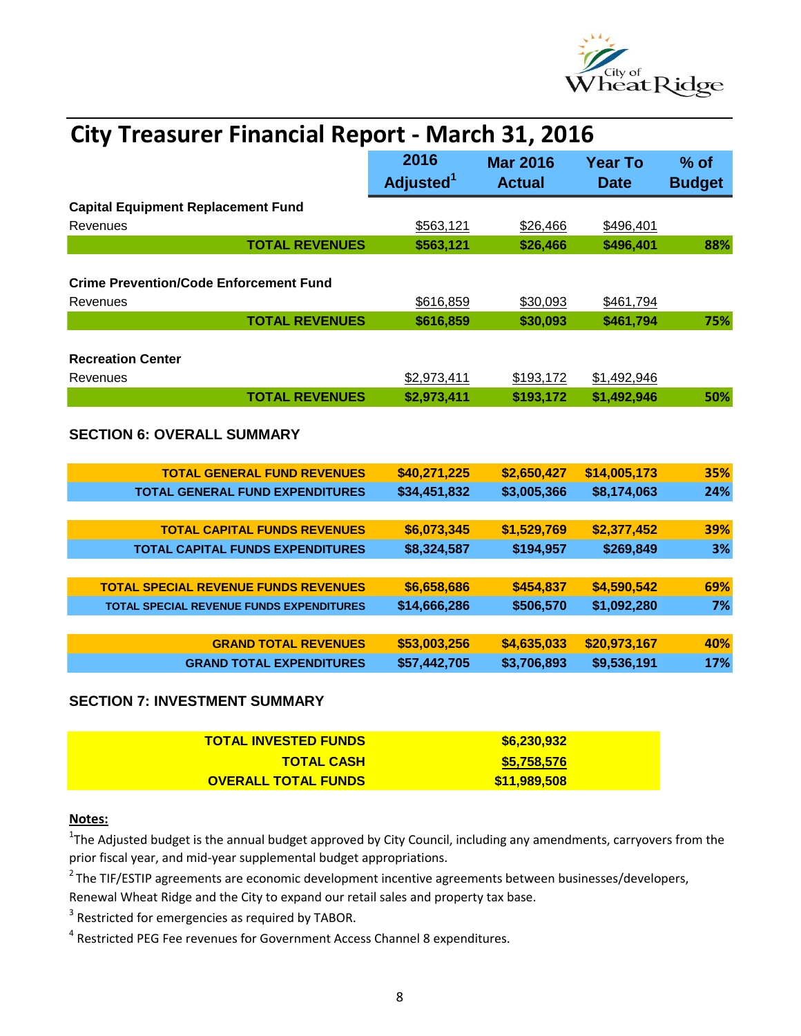# City Treasurer Financial Report - March 31, 2016

| | 2016 Adjusted[1] | Mar 2016 Actual | Year To Date | % of Budget |
|---|---|---|---|---|
| **Capital Equipment Replacement Fund** | | | | |
| Revenues | $563,121 | $26,466 | $496,401 | |
| **TOTAL REVENUES** | **$563,121** | **$26,466** | **$496,401** | **88%** |
| **Crime Prevention/Code Enforcement Fund** | | | | |
| Revenues | $616,859 | $30,093 | $461,794 | |
| **TOTAL REVENUES** | **$616,859** | **$30,093** | **$461,794** | **75%** |
| **Recreation Center** | | | | |
| Revenues | $2,973,411 | $193,172 | $1,492,946 | |
| **TOTAL REVENUES** | **$2,973,411** | **$193,172** | **$1,492,946** | **50%** |

## SECTION 6: OVERALL SUMMARY

| | 2016 Adjusted | Mar 2016 Actual | Year To Date | % of Budget |
|---|---|---|---|---|
| **TOTAL GENERAL FUND REVENUES** | **$40,271,225** | **$2,650,427** | **$14,005,173** | **35%** |
| **TOTAL GENERAL FUND EXPENDITURES** | **$34,451,832** | **$3,005,366** | **$8,174,063** | **24%** |
| **TOTAL CAPITAL FUNDS REVENUES** | **$6,073,345** | **$1,529,769** | **$2,377,452** | **39%** |
| **TOTAL CAPITAL FUNDS EXPENDITURES** | **$8,324,587** | **$194,957** | **$269,849** | **3%** |
| **TOTAL SPECIAL REVENUE FUNDS REVENUES** | **$6,658,686** | **$454,837** | **$4,590,542** | **69%** |
| **TOTAL SPECIAL REVENUE FUNDS EXPENDITURES** | **$14,666,286** | **$506,570** | **$1,092,280** | **7%** |
| **GRAND TOTAL REVENUES** | **$53,003,256** | **$4,635,033** | **$20,973,167** | **40%** |
| **GRAND TOTAL EXPENDITURES** | **$57,442,705** | **$3,706,893** | **$9,536,191** | **17%** |

## SECTION 7: INVESTMENT SUMMARY

| | |
|---|---|
| **TOTAL INVESTED FUNDS** | **$6,230,932** |
| **TOTAL CASH** | **$5,758,576** |
| **OVERALL TOTAL FUNDS** | **$11,989,508** |

**Notes:**

[1] The Adjusted budget is the annual budget approved by City Council, including any amendments, carryovers from the prior fiscal year, and mid-year supplemental budget appropriations.

[2] The TIF/ESTIP agreements are economic development incentive agreements between businesses/developers, Renewal Wheat Ridge and the City to expand our retail sales and property tax base.

[3] Restricted for emergencies as required by TABOR.

[4] Restricted PEG Fee revenues for Government Access Channel 8 expenditures.